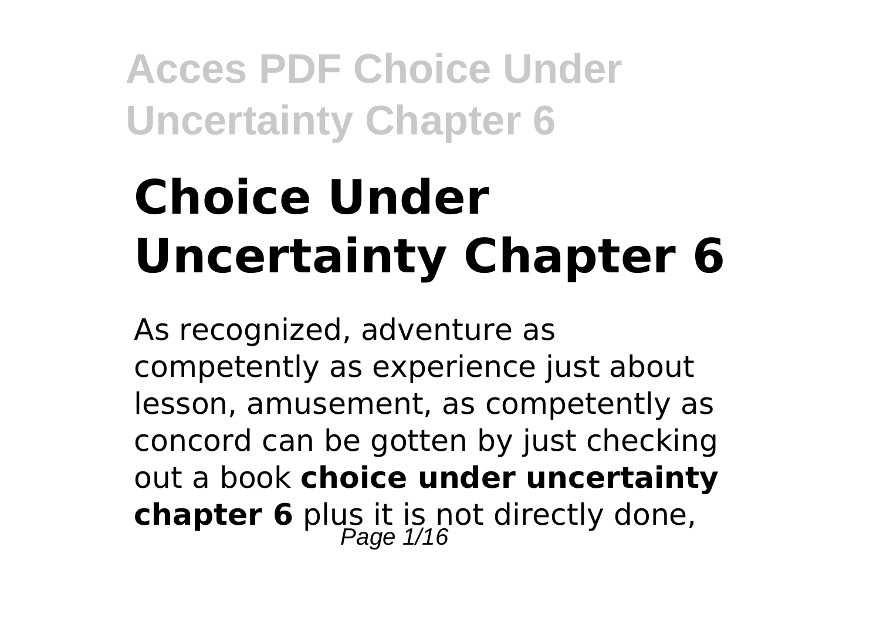# Choice Under Uncertainty Chapter 6

As recognized, adventure as competently as experience just about lesson, amusement, as competently as concord can be gotten by just checking out a book **choice under uncertainty chapter 6** plus it is not directly done,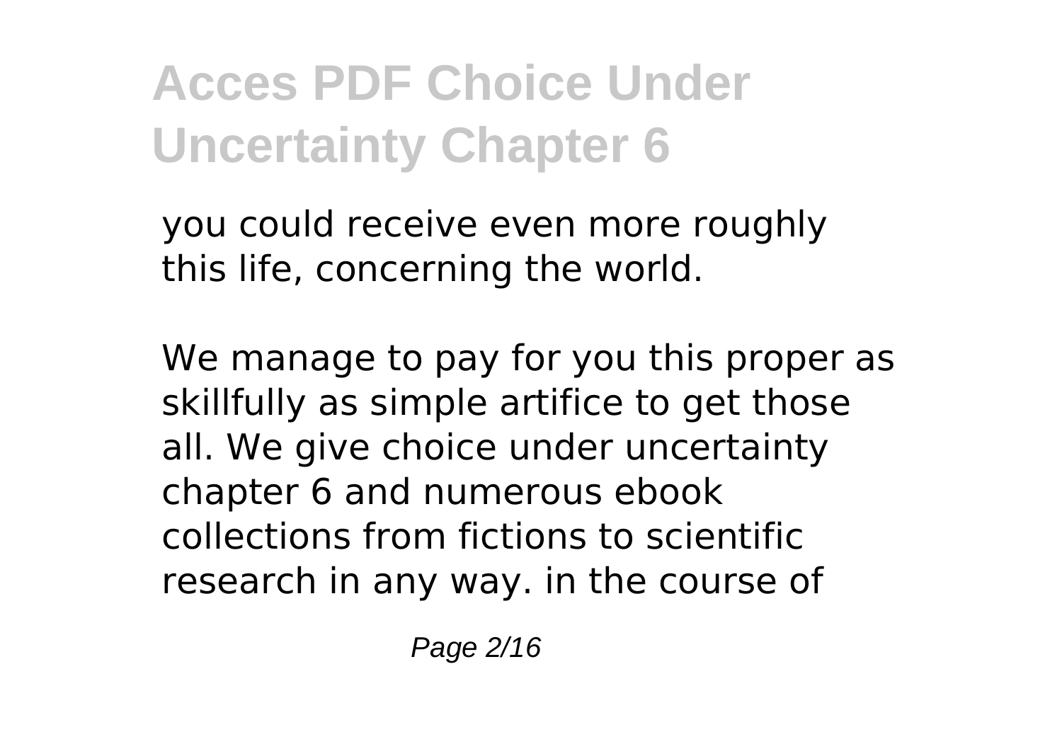you could receive even more roughly this life, concerning the world.

We manage to pay for you this proper as skillfully as simple artifice to get those all. We give choice under uncertainty chapter 6 and numerous ebook collections from fictions to scientific research in any way. in the course of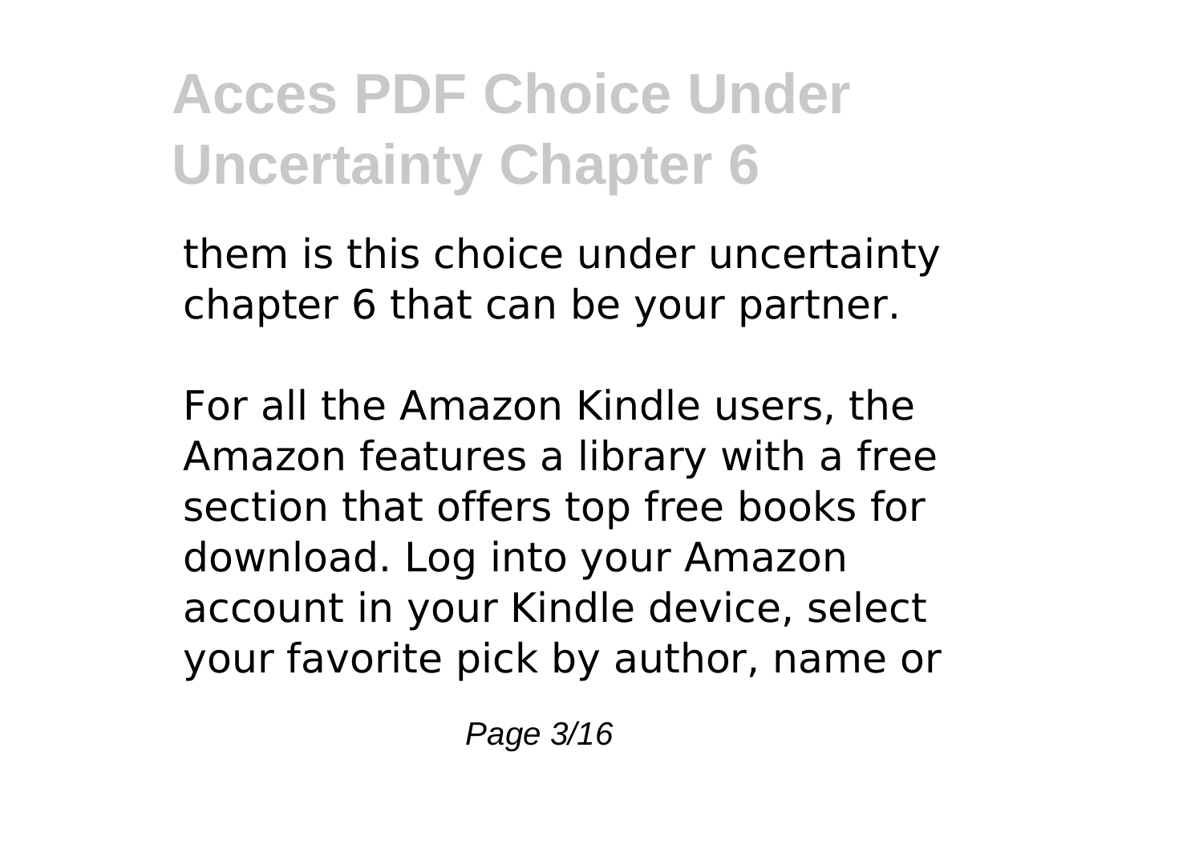them is this choice under uncertainty chapter 6 that can be your partner.

For all the Amazon Kindle users, the Amazon features a library with a free section that offers top free books for download. Log into your Amazon account in your Kindle device, select your favorite pick by author, name or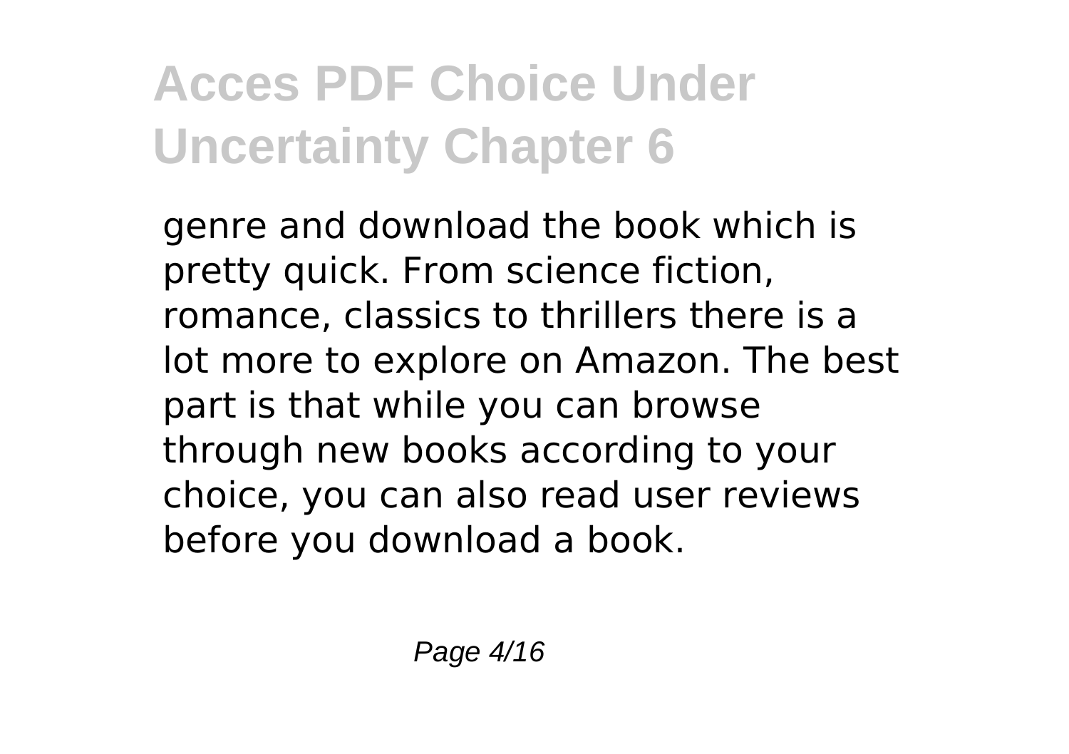genre and download the book which is pretty quick. From science fiction, romance, classics to thrillers there is a lot more to explore on Amazon. The best part is that while you can browse through new books according to your choice, you can also read user reviews before you download a book.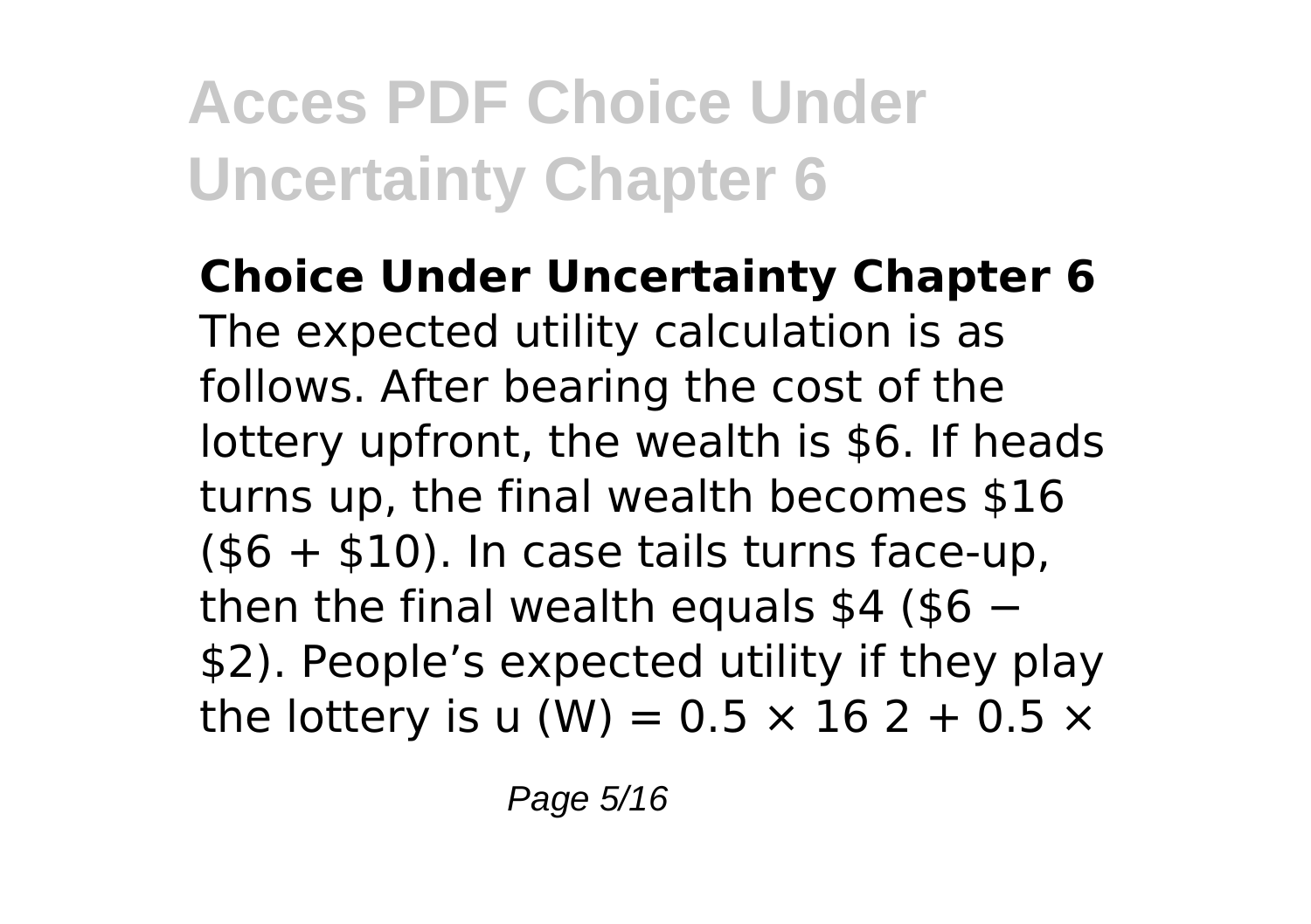**Choice Under Uncertainty Chapter 6**

The expected utility calculation is as follows. After bearing the cost of the lottery upfront, the wealth is \$6. If heads turns up, the final wealth becomes \$16 (\$6 + \$10). In case tails turns face-up, then the final wealth equals \$4 (\$6 − \$2). People's expected utility if they play the lottery is $u(W) = 0.5 \times 16^2 + 0.5 \times$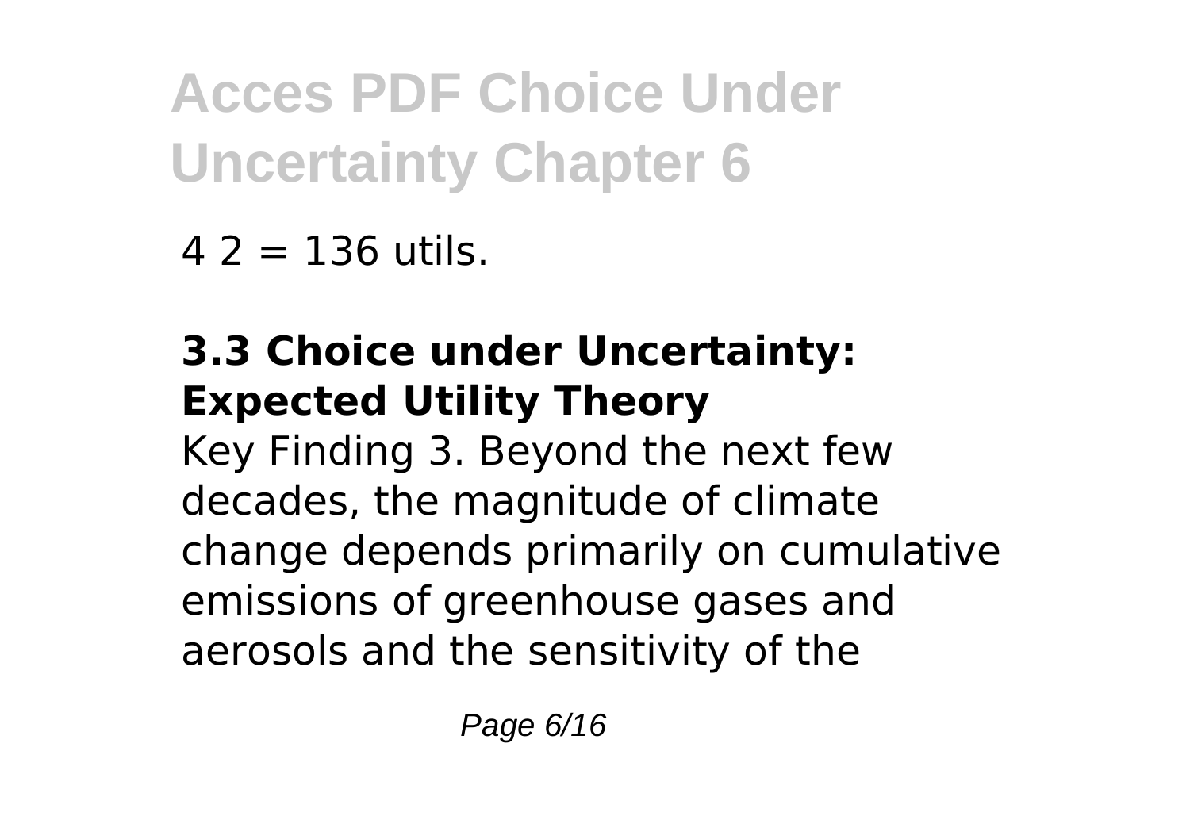4 2 = 136 utils.

**3.3 Choice under Uncertainty: Expected Utility Theory**

Key Finding 3. Beyond the next few decades, the magnitude of climate change depends primarily on cumulative emissions of greenhouse gases and aerosols and the sensitivity of the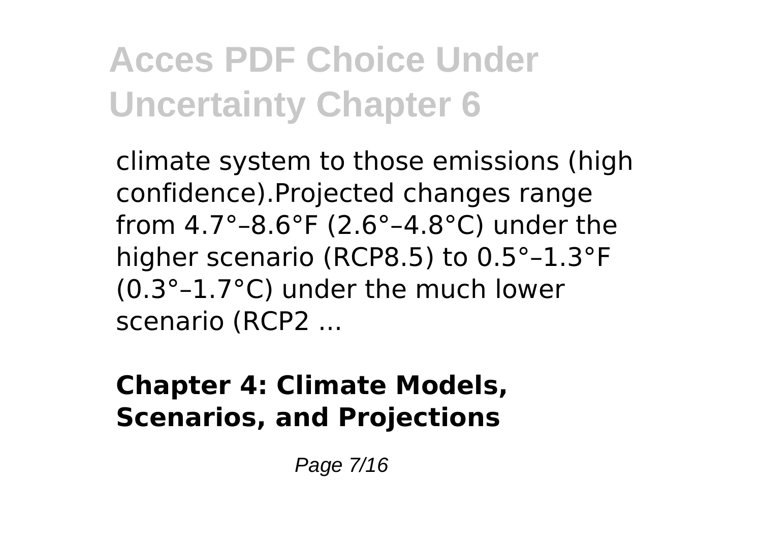climate system to those emissions (high confidence).Projected changes range from 4.7°–8.6°F (2.6°–4.8°C) under the higher scenario (RCP8.5) to 0.5°–1.3°F (0.3°–1.7°C) under the much lower scenario (RCP2 ...

**Chapter 4: Climate Models, Scenarios, and Projections**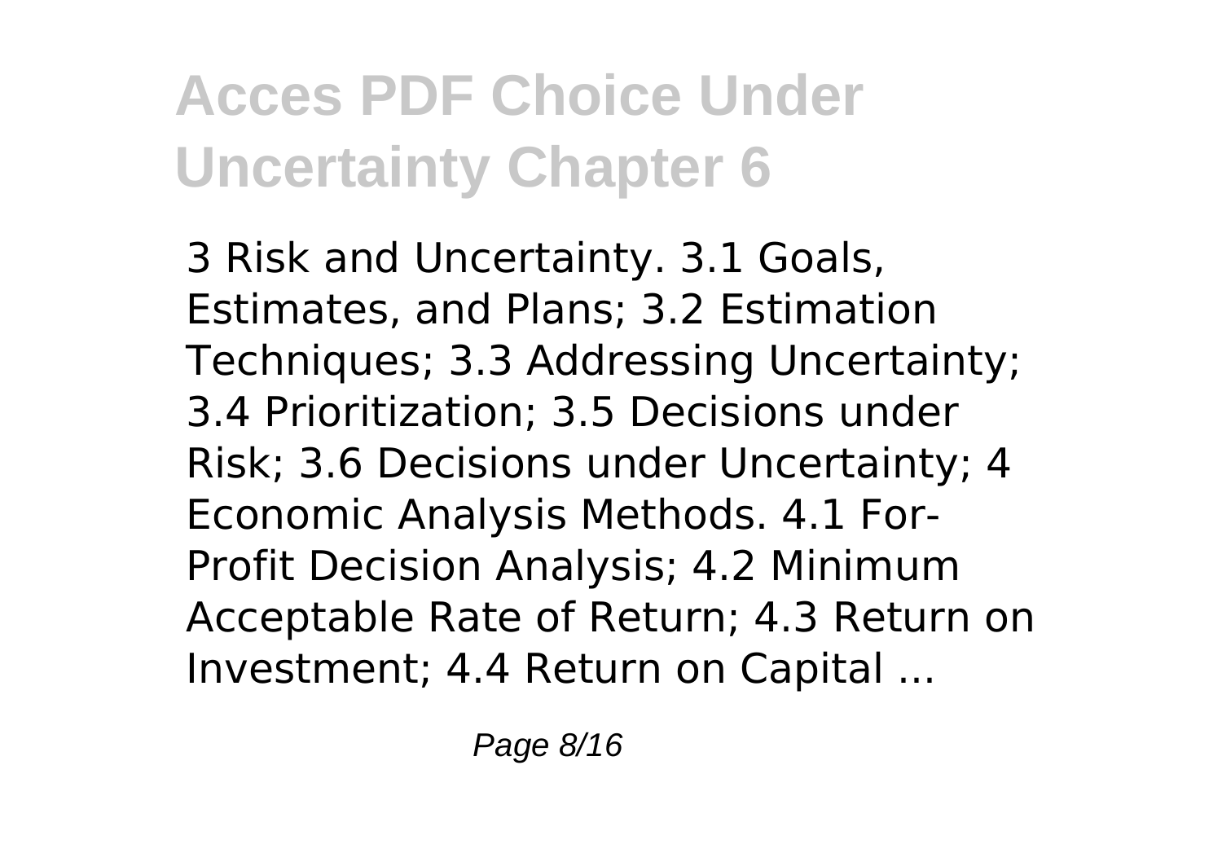# Acces PDF Choice Under Uncertainty Chapter 6

3 Risk and Uncertainty. 3.1 Goals, Estimates, and Plans; 3.2 Estimation Techniques; 3.3 Addressing Uncertainty; 3.4 Prioritization; 3.5 Decisions under Risk; 3.6 Decisions under Uncertainty; 4 Economic Analysis Methods. 4.1 For-Profit Decision Analysis; 4.2 Minimum Acceptable Rate of Return; 4.3 Return on Investment; 4.4 Return on Capital ...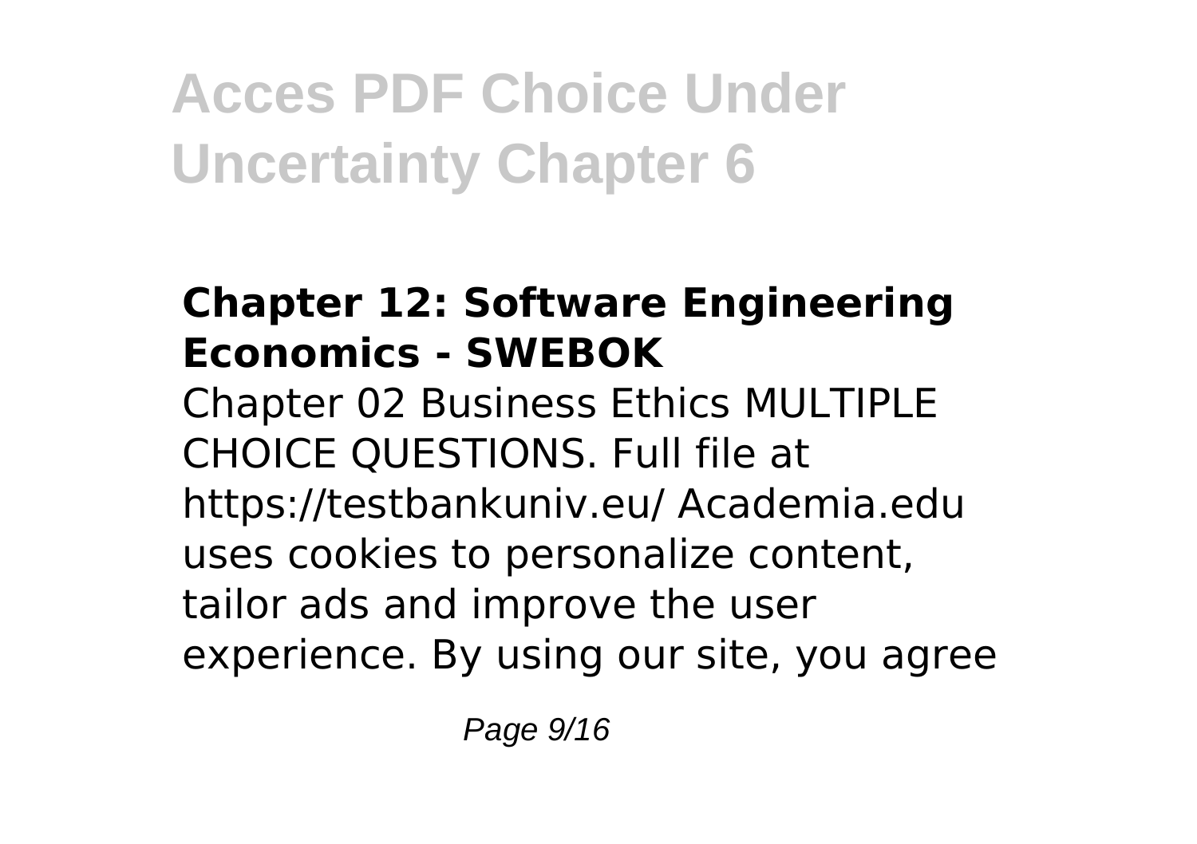### Chapter 12: Software Engineering Economics - SWEBOK

Chapter 02 Business Ethics MULTIPLE CHOICE QUESTIONS. Full file at https://testbankuniv.eu/ Academia.edu uses cookies to personalize content, tailor ads and improve the user experience. By using our site, you agree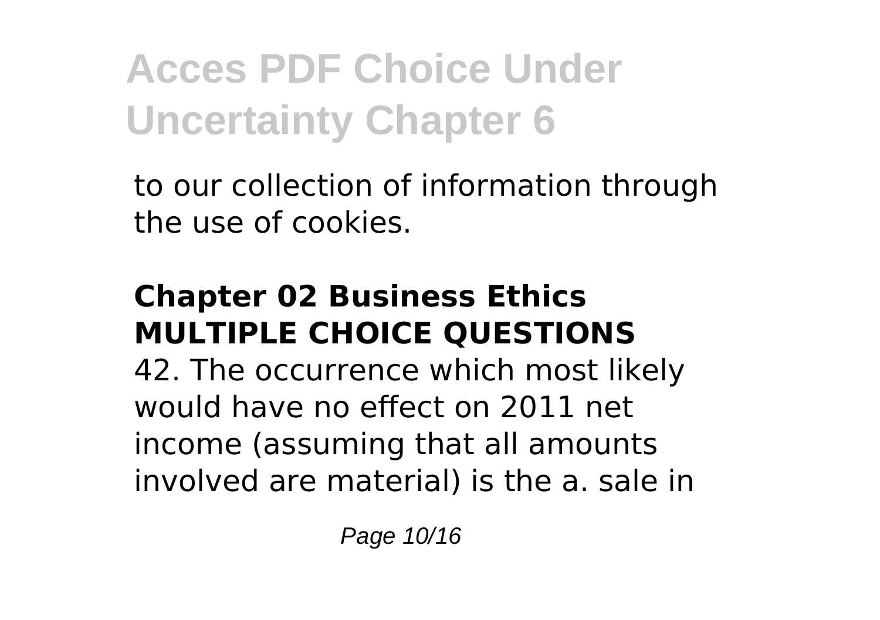to our collection of information through the use of cookies.

## Chapter 02 Business Ethics MULTIPLE CHOICE QUESTIONS

42. The occurrence which most likely would have no effect on 2011 net income (assuming that all amounts involved are material) is the a. sale in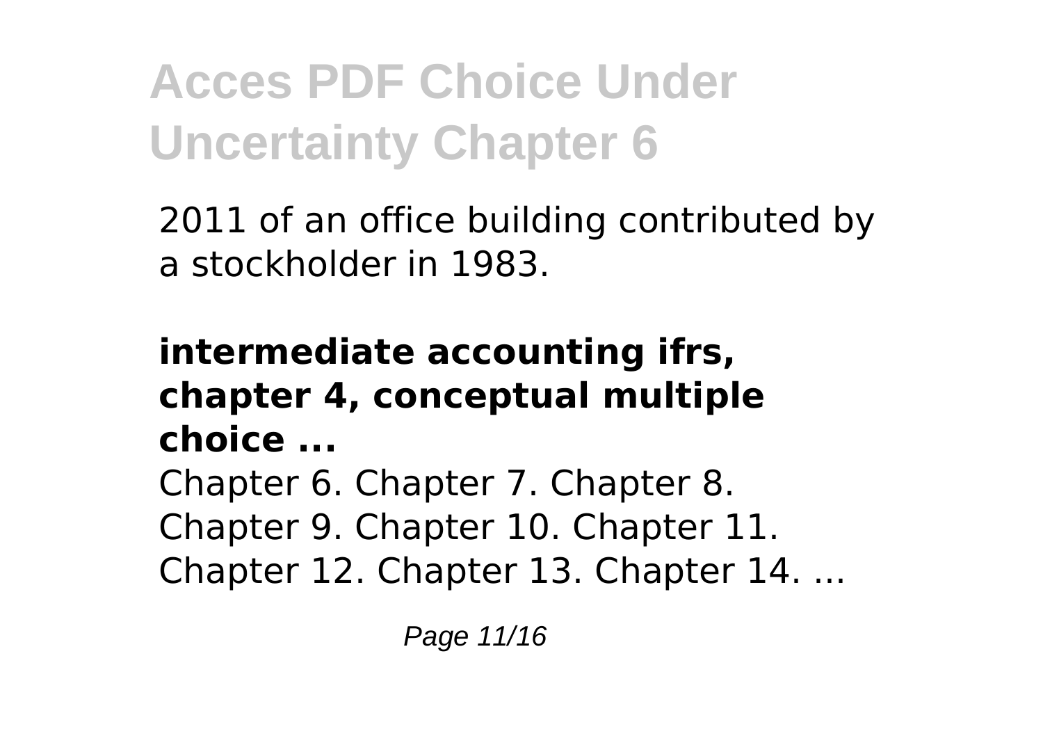2011 of an office building contributed by a stockholder in 1983.

**intermediate accounting ifrs, chapter 4, conceptual multiple choice ...**

Chapter 6. Chapter 7. Chapter 8. Chapter 9. Chapter 10. Chapter 11. Chapter 12. Chapter 13. Chapter 14. ...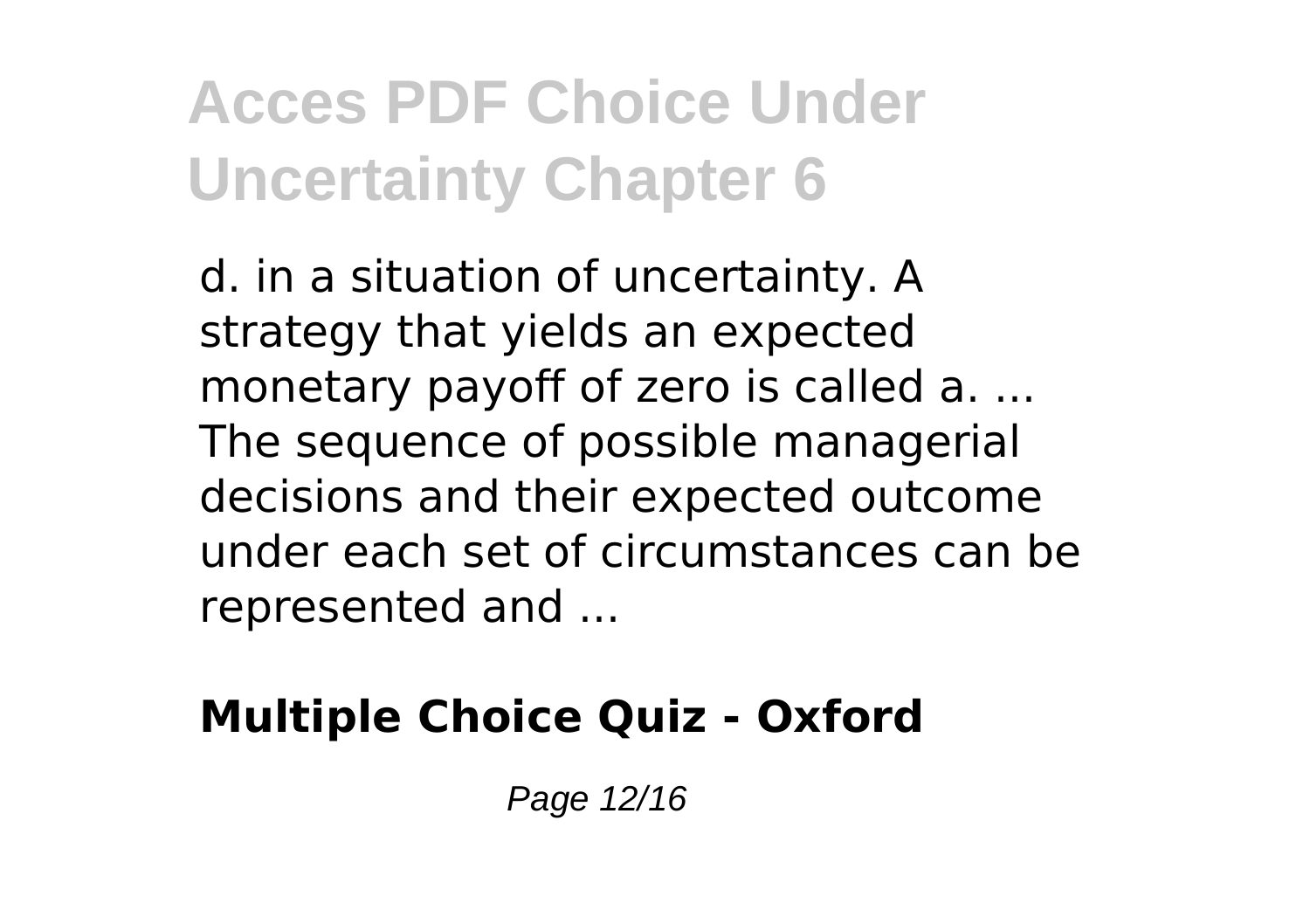d. in a situation of uncertainty. A strategy that yields an expected monetary payoff of zero is called a. ... The sequence of possible managerial decisions and their expected outcome under each set of circumstances can be represented and ...

**Multiple Choice Quiz - Oxford**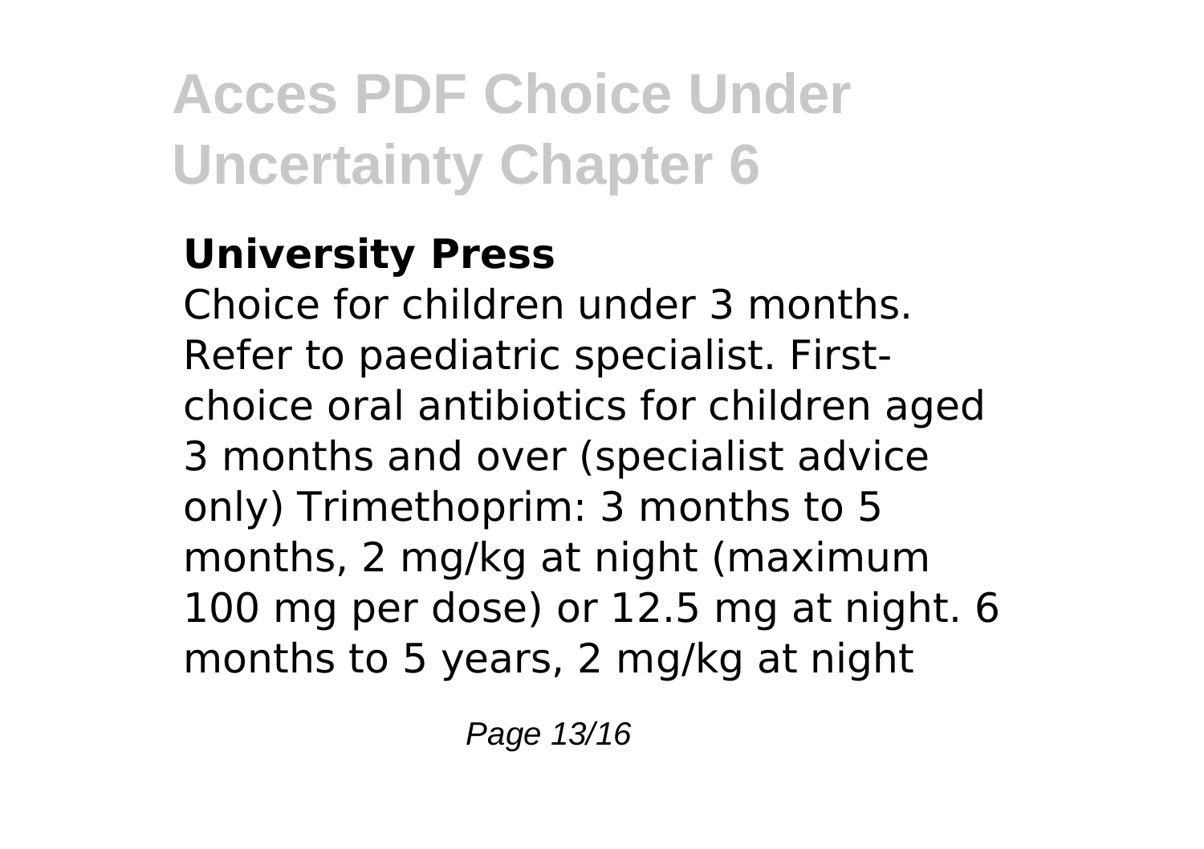**University Press**

Choice for children under 3 months. Refer to paediatric specialist. First-choice oral antibiotics for children aged 3 months and over (specialist advice only) Trimethoprim: 3 months to 5 months, 2 mg/kg at night (maximum 100 mg per dose) or 12.5 mg at night. 6 months to 5 years, 2 mg/kg at night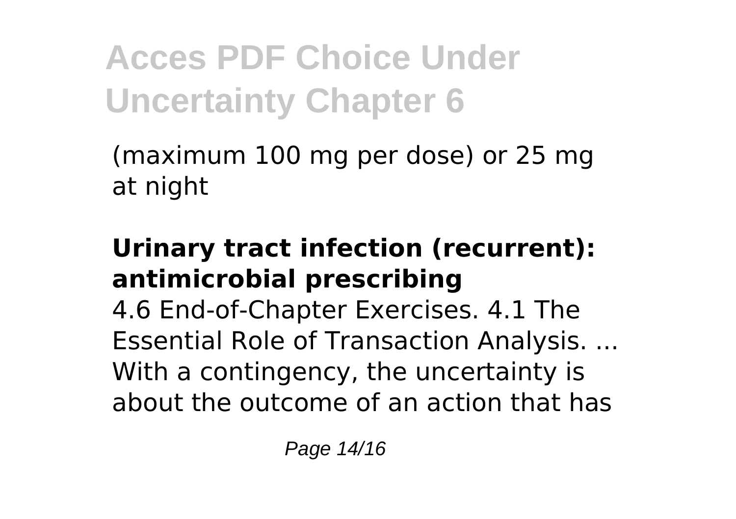(maximum 100 mg per dose) or 25 mg at night

**Urinary tract infection (recurrent): antimicrobial prescribing**

4.6 End-of-Chapter Exercises. 4.1 The Essential Role of Transaction Analysis. ... With a contingency, the uncertainty is about the outcome of an action that has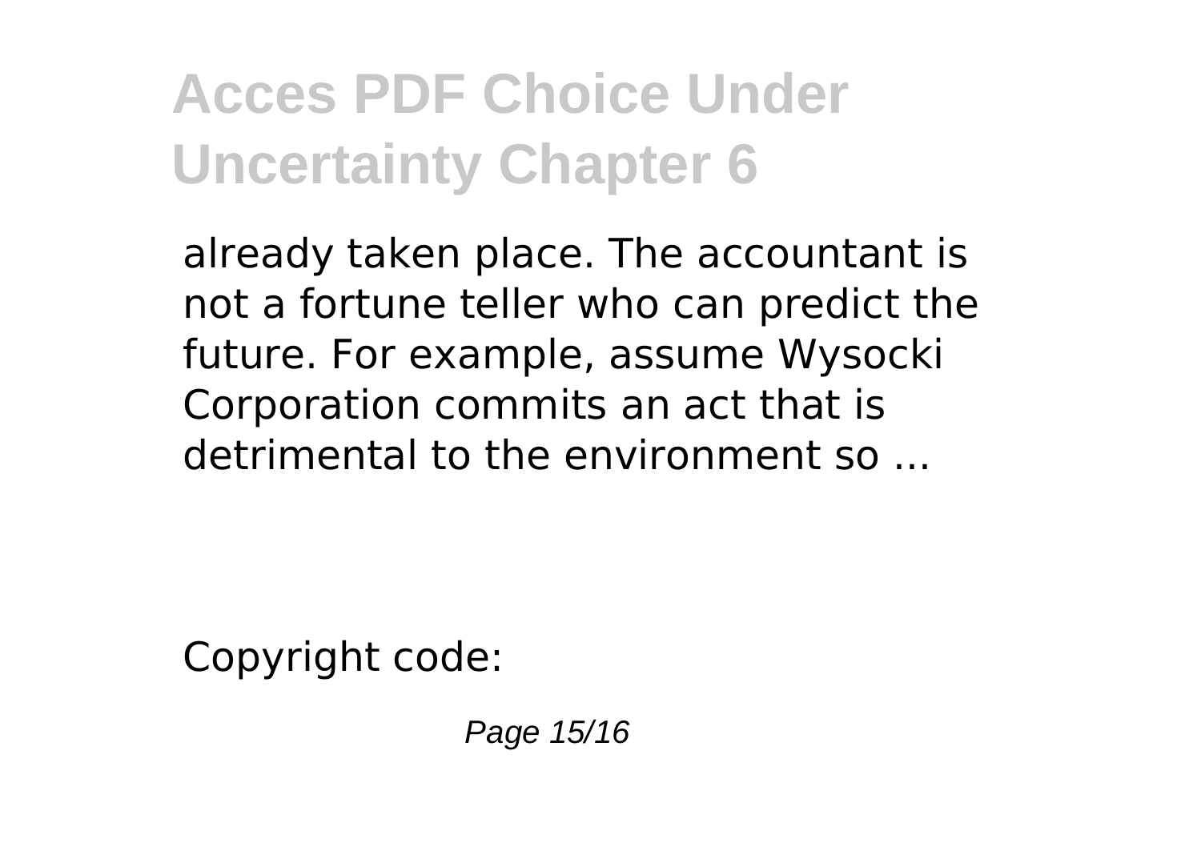already taken place. The accountant is not a fortune teller who can predict the future. For example, assume Wysocki Corporation commits an act that is detrimental to the environment so ...

Copyright code: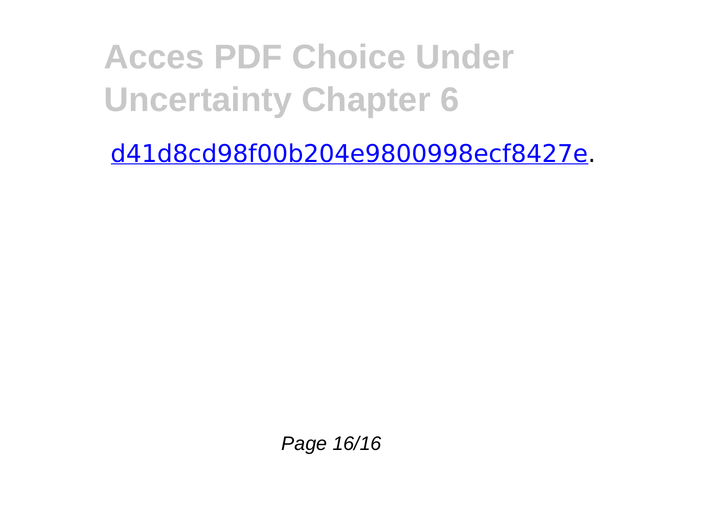d41d8cd98f00b204e9800998ecf8427e.